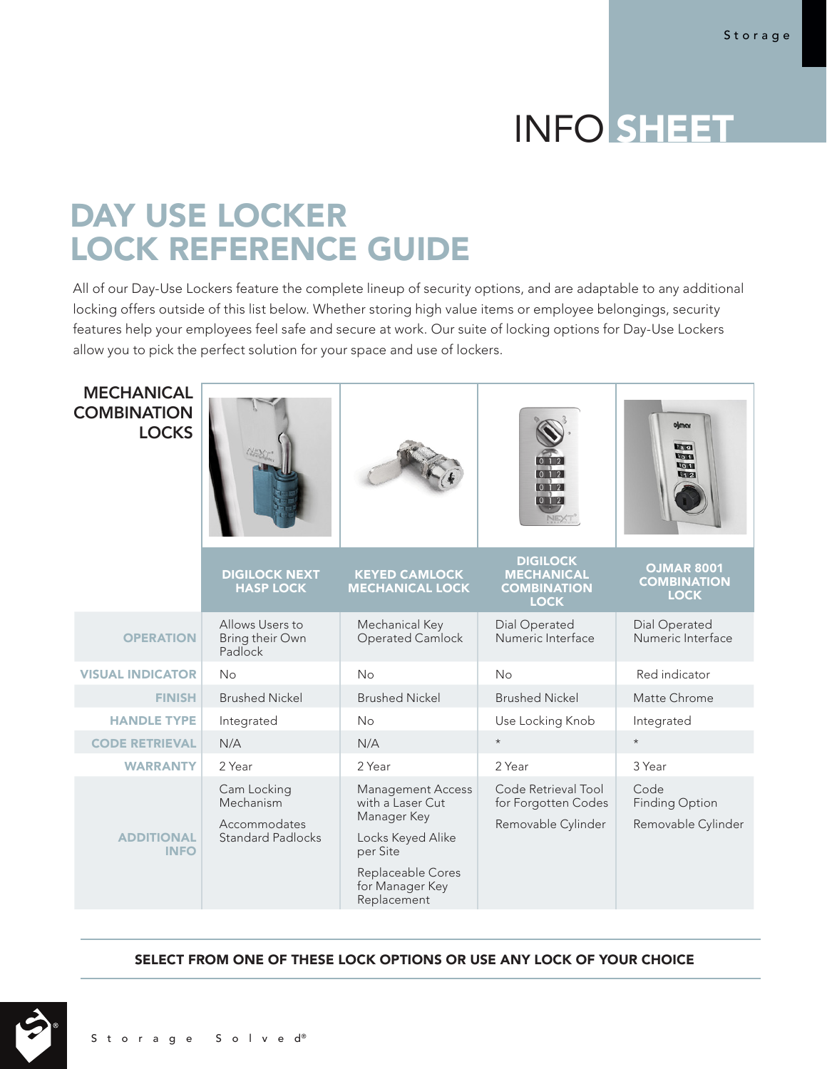# INFO SHEET

## DAY USE LOCKER LOCK REFERENCE GUIDE

All of our Day-Use Lockers feature the complete lineup of security options, and are adaptable to any additional locking offers outside of this list below. Whether storing high value items or employee belongings, security features help your employees feel safe and secure at work. Our suite of locking options for Day-Use Lockers allow you to pick the perfect solution for your space and use of lockers.

| MECHANICAL COMBINATION LOCKS | DIGILOCK NEXT HASP LOCK | KEYED CAMLOCK MECHANICAL LOCK | DIGILOCK MECHANICAL COMBINATION LOCK | OJMAR 8001 COMBINATION LOCK |
|---|---|---|---|---|
| OPERATION | Allows Users to Bring their Own Padlock | Mechanical Key Operated Camlock | Dial Operated Numeric Interface | Dial Operated Numeric Interface |
| VISUAL INDICATOR | No | No | No | Red indicator |
| FINISH | Brushed Nickel | Brushed Nickel | Brushed Nickel | Matte Chrome |
| HANDLE TYPE | Integrated | No | Use Locking Knob | Integrated |
| CODE RETRIEVAL | N/A | N/A | * | * |
| WARRANTY | 2 Year | 2 Year | 2 Year | 3 Year |
| ADDITIONAL INFO | Cam Locking Mechanism<br><br>Accommodates Standard Padlocks | Management Access with a Laser Cut Manager Key<br><br>Locks Keyed Alike per Site<br><br>Replaceable Cores for Manager Key Replacement | Code Retrieval Tool for Forgotten Codes<br><br>Removable Cylinder | Code Finding Option<br><br>Removable Cylinder |

**SELECT FROM ONE OF THESE LOCK OPTIONS OR USE ANY LOCK OF YOUR CHOICE**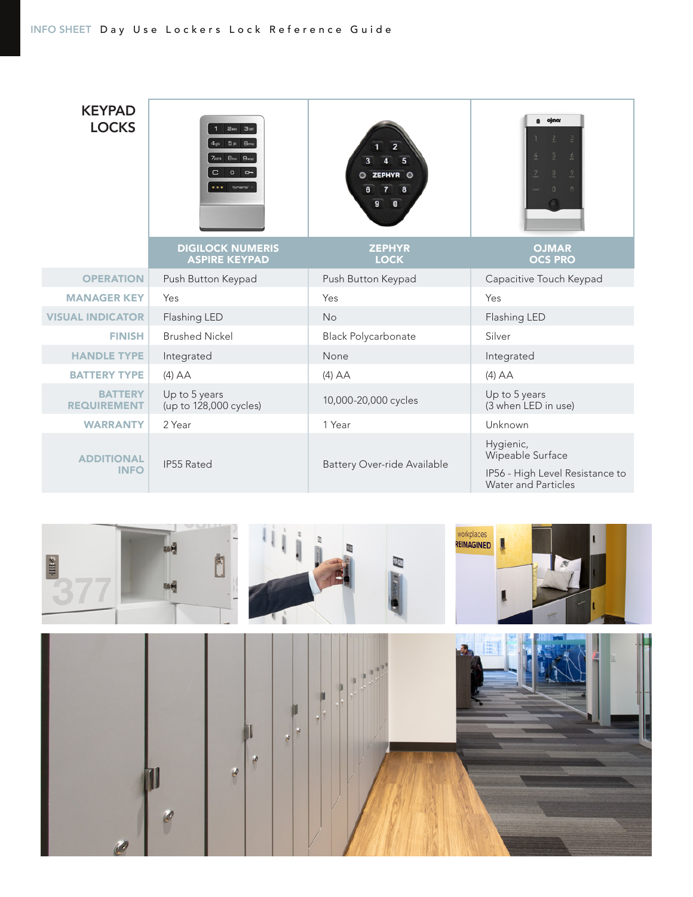## KEYPAD LOCKS

| | DIGILOCK NUMERIS ASPIRE KEYPAD | ZEPHYR LOCK | OJMAR OCS PRO |
|---|---|---|---|
| OPERATION | Push Button Keypad | Push Button Keypad | Capacitive Touch Keypad |
| MANAGER KEY | Yes | Yes | Yes |
| VISUAL INDICATOR | Flashing LED | No | Flashing LED |
| FINISH | Brushed Nickel | Black Polycarbonate | Silver |
| HANDLE TYPE | Integrated | None | Integrated |
| BATTERY TYPE | (4) AA | (4) AA | (4) AA |
| BATTERY REQUIREMENT | Up to 5 years (up to 128,000 cycles) | 10,000-20,000 cycles | Up to 5 years (3 when LED in use) |
| WARRANTY | 2 Year | 1 Year | Unknown |
| ADDITIONAL INFO | IP55 Rated | Battery Over-ride Available | Hygienic, Wipeable Surface<br>IP56 - High Level Resistance to Water and Particles |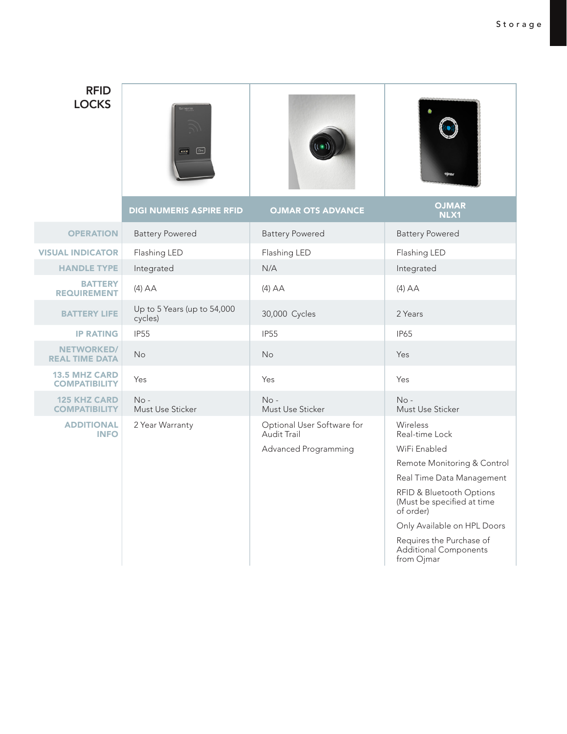# RFID LOCKS

| | DIGI NUMERIS ASPIRE RFID | OJMAR OTS ADVANCE | OJMAR NLX1 |
|---|---|---|---|
| OPERATION | Battery Powered | Battery Powered | Battery Powered |
| VISUAL INDICATOR | Flashing LED | Flashing LED | Flashing LED |
| HANDLE TYPE | Integrated | N/A | Integrated |
| BATTERY REQUIREMENT | (4) AA | (4) AA | (4) AA |
| BATTERY LIFE | Up to 5 Years (up to 54,000 cycles) | 30,000 Cycles | 2 Years |
| IP RATING | IP55 | IP55 | IP65 |
| NETWORKED/ REAL TIME DATA | No | No | Yes |
| 13.5 MHZ CARD COMPATIBILITY | Yes | Yes | Yes |
| 125 KHZ CARD COMPATIBILITY | No - Must Use Sticker | No - Must Use Sticker | No - Must Use Sticker |
| ADDITIONAL INFO | 2 Year Warranty | Optional User Software for Audit Trail<br>Advanced Programming | Wireless Real-time Lock<br>WiFi Enabled<br>Remote Monitoring & Control<br>Real Time Data Management<br>RFID & Bluetooth Options (Must be specified at time of order)<br>Only Available on HPL Doors<br>Requires the Purchase of Additional Components from Ojmar |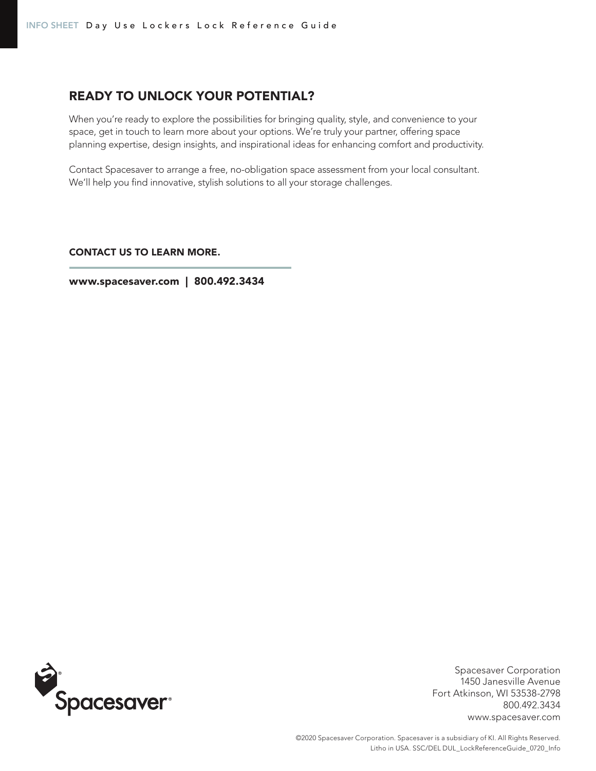## READY TO UNLOCK YOUR POTENTIAL?

When you're ready to explore the possibilities for bringing quality, style, and convenience to your space, get in touch to learn more about your options. We're truly your partner, offering space planning expertise, design insights, and inspirational ideas for enhancing comfort and productivity.

Contact Spacesaver to arrange a free, no-obligation space assessment from your local consultant. We'll help you find innovative, stylish solutions to all your storage challenges.

**CONTACT US TO LEARN MORE.**

**www.spacesaver.com | 800.492.3434**

Spacesaver Corporation
1450 Janesville Avenue
Fort Atkinson, WI 53538-2798
800.492.3434
www.spacesaver.com

©2020 Spacesaver Corporation. Spacesaver is a subsidiary of KI. All Rights Reserved.
Litho in USA. SSC/DEL DUL_LockReferenceGuide_0720_Info